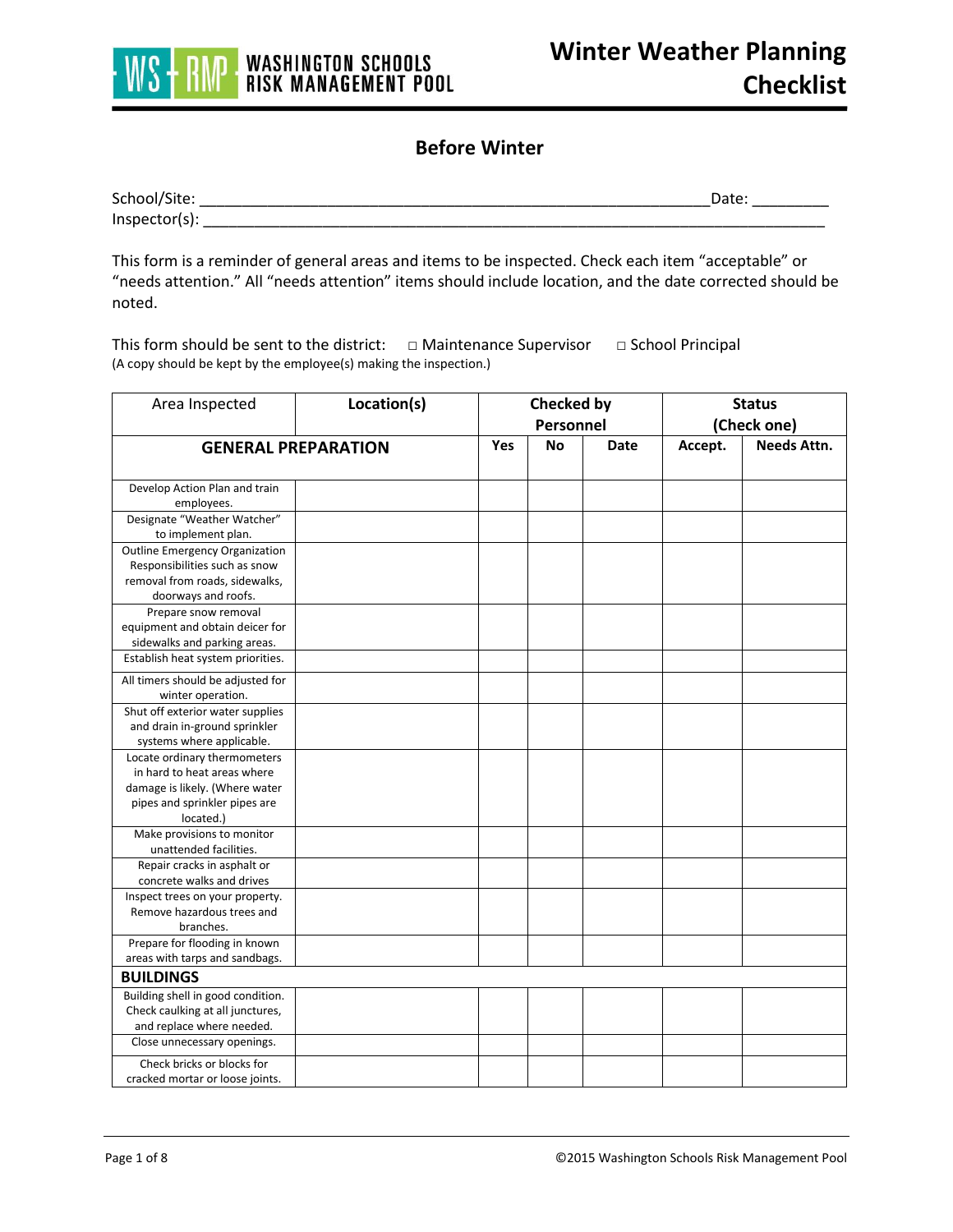# Winter Weather Planning Checklist

WASHINGTON SCHOOLS RISK MANAGEMENT POOL

## Before Winter

School/Site: ___________________________________________________________Date: _________
Inspector(s): _________________________________________________________________________

This form is a reminder of general areas and items to be inspected. Check each item "acceptable" or "needs attention." All "needs attention" items should include location, and the date corrected should be noted.

This form should be sent to the district: □ Maintenance Supervisor □ School Principal
(A copy should be kept by the employee(s) making the inspection.)

| Area Inspected | Location(s) | Checked by Personnel | | | Status (Check one) | |
|---|---|---|---|---|---|---|
| **GENERAL PREPARATION** | | **Yes** | **No** | **Date** | **Accept.** | **Needs Attn.** |
| Develop Action Plan and train employees. | | | | | | |
| Designate "Weather Watcher" to implement plan. | | | | | | |
| Outline Emergency Organization Responsibilities such as snow removal from roads, sidewalks, doorways and roofs. | | | | | | |
| Prepare snow removal equipment and obtain deicer for sidewalks and parking areas. | | | | | | |
| Establish heat system priorities. | | | | | | |
| All timers should be adjusted for winter operation. | | | | | | |
| Shut off exterior water supplies and drain in-ground sprinkler systems where applicable. | | | | | | |
| Locate ordinary thermometers in hard to heat areas where damage is likely. (Where water pipes and sprinkler pipes are located.) | | | | | | |
| Make provisions to monitor unattended facilities. | | | | | | |
| Repair cracks in asphalt or concrete walks and drives | | | | | | |
| Inspect trees on your property. Remove hazardous trees and branches. | | | | | | |
| Prepare for flooding in known areas with tarps and sandbags. | | | | | | |
| **BUILDINGS** | | | | | | |
| Building shell in good condition. Check caulking at all junctures, and replace where needed. | | | | | | |
| Close unnecessary openings. | | | | | | |
| Check bricks or blocks for cracked mortar or loose joints. | | | | | | |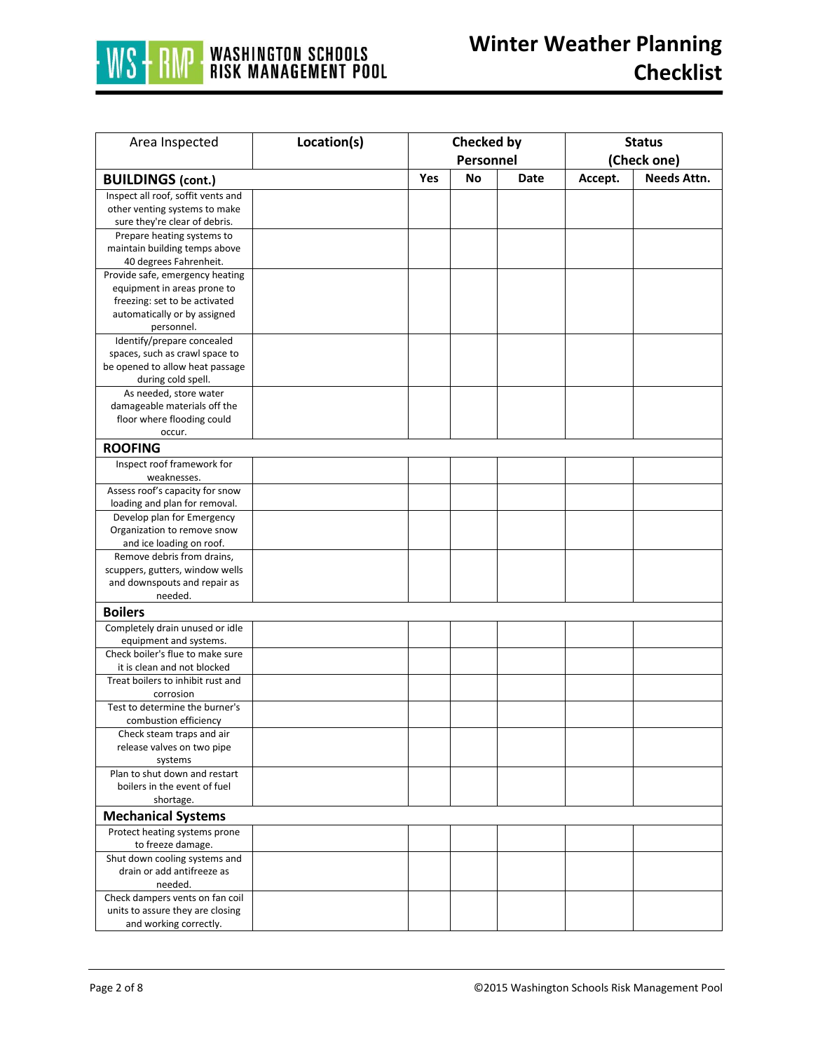# Winter Weather Planning Checklist

| Area Inspected | Location(s) | Checked by Personnel | | | Status (Check one) | |
|---|---|---|---|---|---|---|
| **BUILDINGS (cont.)** | | Yes | No | Date | Accept. | Needs Attn. |
| Inspect all roof, soffit vents and other venting systems to make sure they're clear of debris. | | | | | | |
| Prepare heating systems to maintain building temps above 40 degrees Fahrenheit. | | | | | | |
| Provide safe, emergency heating equipment in areas prone to freezing: set to be activated automatically or by assigned personnel. | | | | | | |
| Identify/prepare concealed spaces, such as crawl space to be opened to allow heat passage during cold spell. | | | | | | |
| As needed, store water damageable materials off the floor where flooding could occur. | | | | | | |
| **ROOFING** | | | | | | |
| Inspect roof framework for weaknesses. | | | | | | |
| Assess roof's capacity for snow loading and plan for removal. | | | | | | |
| Develop plan for Emergency Organization to remove snow and ice loading on roof. | | | | | | |
| Remove debris from drains, scuppers, gutters, window wells and downspouts and repair as needed. | | | | | | |
| **Boilers** | | | | | | |
| Completely drain unused or idle equipment and systems. | | | | | | |
| Check boiler's flue to make sure it is clean and not blocked | | | | | | |
| Treat boilers to inhibit rust and corrosion | | | | | | |
| Test to determine the burner's combustion efficiency | | | | | | |
| Check steam traps and air release valves on two pipe systems | | | | | | |
| Plan to shut down and restart boilers in the event of fuel shortage. | | | | | | |
| **Mechanical Systems** | | | | | | |
| Protect heating systems prone to freeze damage. | | | | | | |
| Shut down cooling systems and drain or add antifreeze as needed. | | | | | | |
| Check dampers vents on fan coil units to assure they are closing and working correctly. | | | | | | |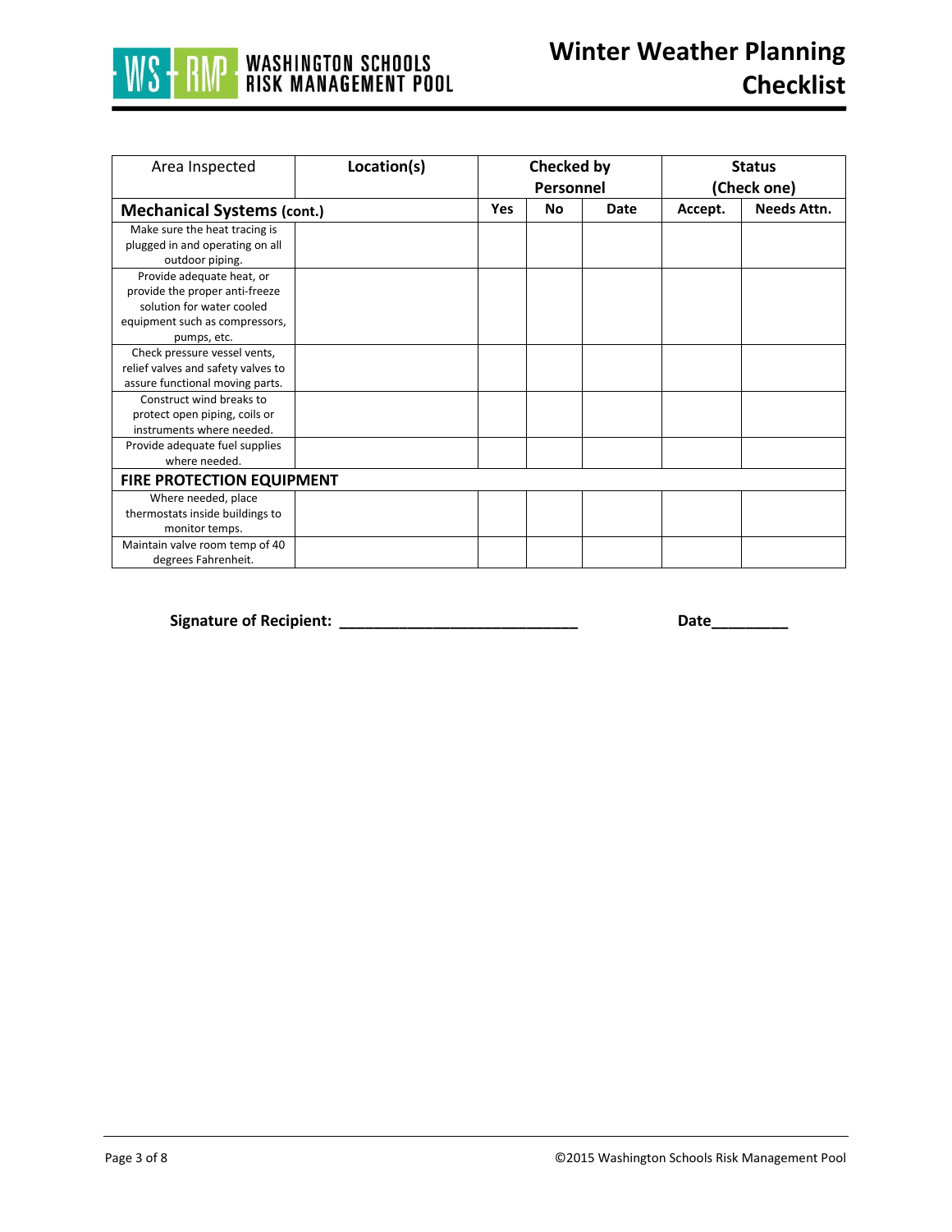# Winter Weather Planning Checklist

| Area Inspected | Location(s) | Checked by Personnel | | | Status (Check one) | |
|---|---|---|---|---|---|---|
| **Mechanical Systems (cont.)** | | **Yes** | **No** | **Date** | **Accept.** | **Needs Attn.** |
| Make sure the heat tracing is plugged in and operating on all outdoor piping. | | | | | | |
| Provide adequate heat, or provide the proper anti-freeze solution for water cooled equipment such as compressors, pumps, etc. | | | | | | |
| Check pressure vessel vents, relief valves and safety valves to assure functional moving parts. | | | | | | |
| Construct wind breaks to protect open piping, coils or instruments where needed. | | | | | | |
| Provide adequate fuel supplies where needed. | | | | | | |
| **FIRE PROTECTION EQUIPMENT** | | | | | | |
| Where needed, place thermostats inside buildings to monitor temps. | | | | | | |
| Maintain valve room temp of 40 degrees Fahrenheit. | | | | | | |

**Signature of Recipient:** ___________________________ **Date**_________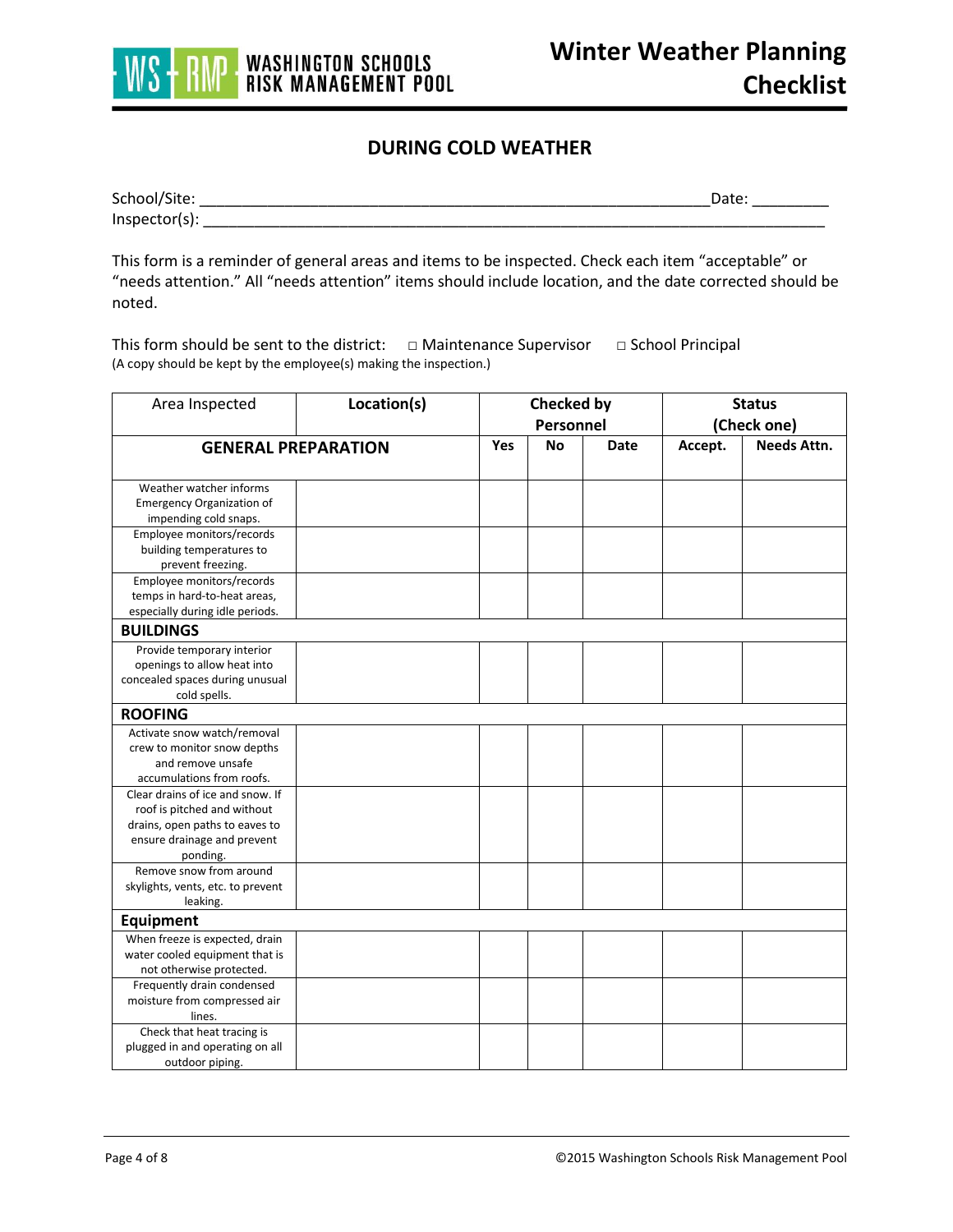# Winter Weather Planning Checklist

## DURING COLD WEATHER

School/Site: ______________________________________________________________Date: _________
Inspector(s): ___________________________________________________________________________

This form is a reminder of general areas and items to be inspected. Check each item "acceptable" or "needs attention." All "needs attention" items should include location, and the date corrected should be noted.

This form should be sent to the district: □ Maintenance Supervisor □ School Principal
(A copy should be kept by the employee(s) making the inspection.)

| Area Inspected | Location(s) | Checked by Personnel | | | Status (Check one) | |
|---|---|---|---|---|---|---|
| **GENERAL PREPARATION** | | **Yes** | **No** | **Date** | **Accept.** | **Needs Attn.** |
| Weather watcher informs Emergency Organization of impending cold snaps. | | | | | | |
| Employee monitors/records building temperatures to prevent freezing. | | | | | | |
| Employee monitors/records temps in hard-to-heat areas, especially during idle periods. | | | | | | |
| **BUILDINGS** | | | | | | |
| Provide temporary interior openings to allow heat into concealed spaces during unusual cold spells. | | | | | | |
| **ROOFING** | | | | | | |
| Activate snow watch/removal crew to monitor snow depths and remove unsafe accumulations from roofs. | | | | | | |
| Clear drains of ice and snow. If roof is pitched and without drains, open paths to eaves to ensure drainage and prevent ponding. | | | | | | |
| Remove snow from around skylights, vents, etc. to prevent leaking. | | | | | | |
| **Equipment** | | | | | | |
| When freeze is expected, drain water cooled equipment that is not otherwise protected. | | | | | | |
| Frequently drain condensed moisture from compressed air lines. | | | | | | |
| Check that heat tracing is plugged in and operating on all outdoor piping. | | | | | | |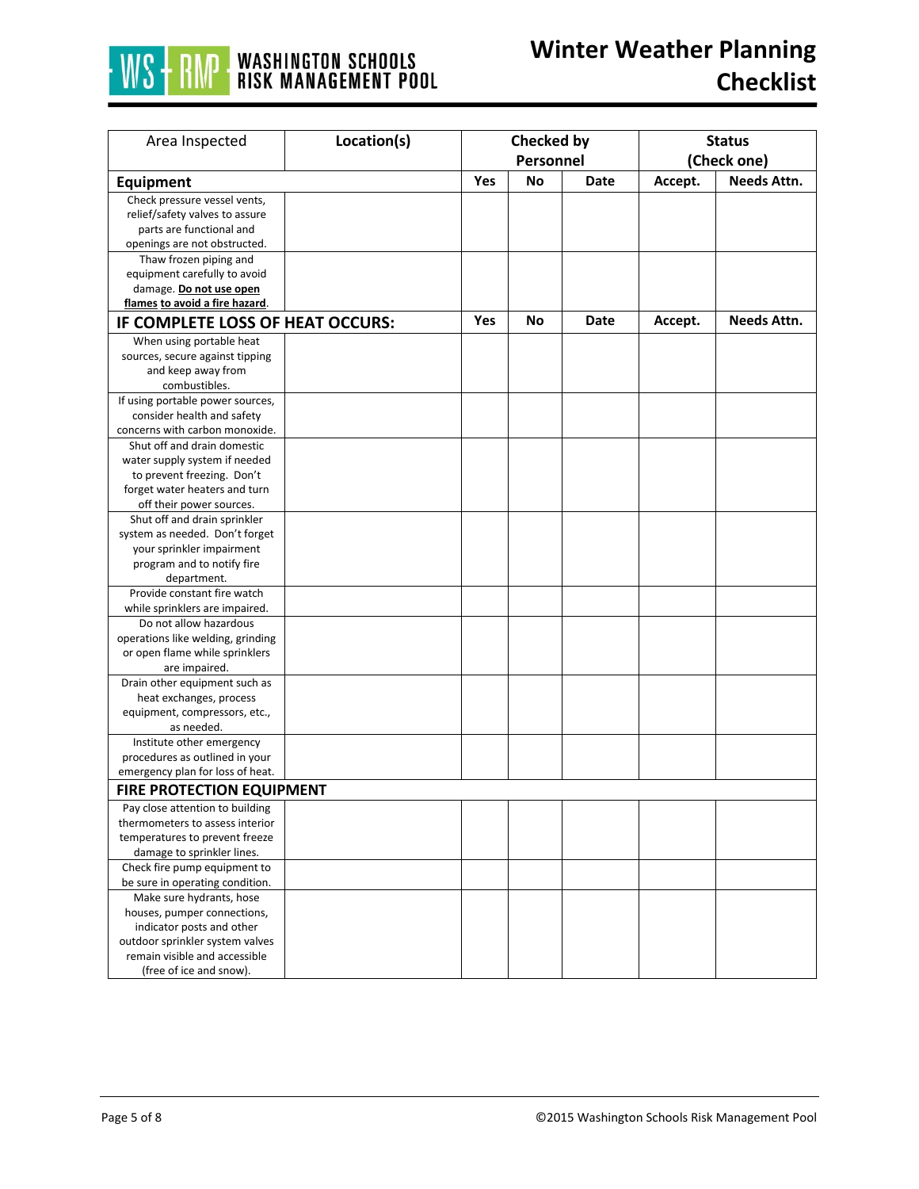# Winter Weather Planning Checklist

| Area Inspected | Location(s) | Checked by Personnel | | | Status (Check one) | |
|---|---|---|---|---|---|---|
| **Equipment** | | **Yes** | **No** | **Date** | **Accept.** | **Needs Attn.** |
| Check pressure vessel vents, relief/safety valves to assure parts are functional and openings are not obstructed. | | | | | | |
| Thaw frozen piping and equipment carefully to avoid damage. **Do not use open flames to avoid a fire hazard**. | | | | | | |
| **IF COMPLETE LOSS OF HEAT OCCURS:** | | **Yes** | **No** | **Date** | **Accept.** | **Needs Attn.** |
| When using portable heat sources, secure against tipping and keep away from combustibles. | | | | | | |
| If using portable power sources, consider health and safety concerns with carbon monoxide. | | | | | | |
| Shut off and drain domestic water supply system if needed to prevent freezing. Don't forget water heaters and turn off their power sources. | | | | | | |
| Shut off and drain sprinkler system as needed. Don't forget your sprinkler impairment program and to notify fire department. | | | | | | |
| Provide constant fire watch while sprinklers are impaired. | | | | | | |
| Do not allow hazardous operations like welding, grinding or open flame while sprinklers are impaired. | | | | | | |
| Drain other equipment such as heat exchanges, process equipment, compressors, etc., as needed. | | | | | | |
| Institute other emergency procedures as outlined in your emergency plan for loss of heat. | | | | | | |
| **FIRE PROTECTION EQUIPMENT** | | | | | | |
| Pay close attention to building thermometers to assess interior temperatures to prevent freeze damage to sprinkler lines. | | | | | | |
| Check fire pump equipment to be sure in operating condition. | | | | | | |
| Make sure hydrants, hose houses, pumper connections, indicator posts and other outdoor sprinkler system valves remain visible and accessible (free of ice and snow). | | | | | | |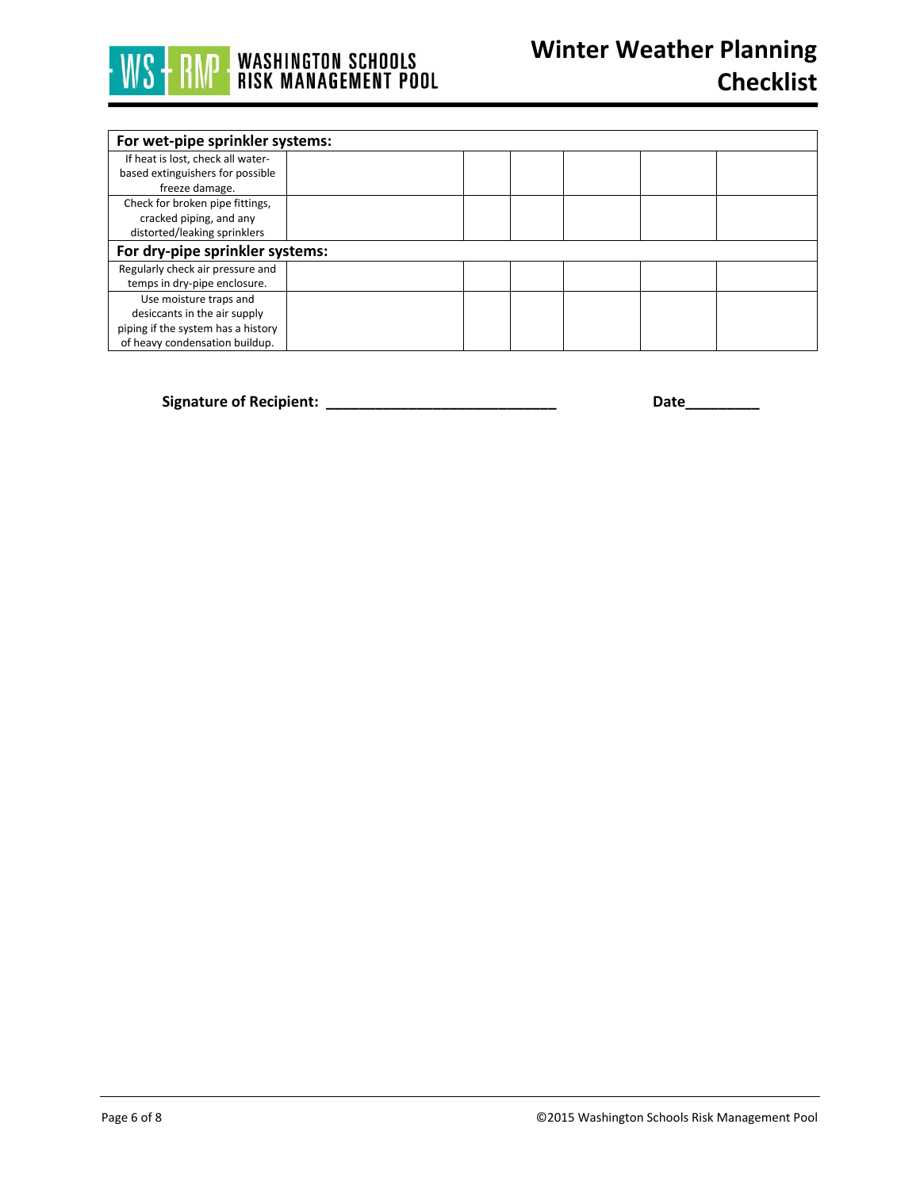# Winter Weather Planning Checklist

| For wet-pipe sprinkler systems: | | | | | | |
|---|---|---|---|---|---|---|
| If heat is lost, check all water-based extinguishers for possible freeze damage. | | | | | | |
| Check for broken pipe fittings, cracked piping, and any distorted/leaking sprinklers | | | | | | |
| **For dry-pipe sprinkler systems:** | | | | | | |
| Regularly check air pressure and temps in dry-pipe enclosure. | | | | | | |
| Use moisture traps and desiccants in the air supply piping if the system has a history of heavy condensation buildup. | | | | | | |

**Signature of Recipient:** ____________________________ **Date**_________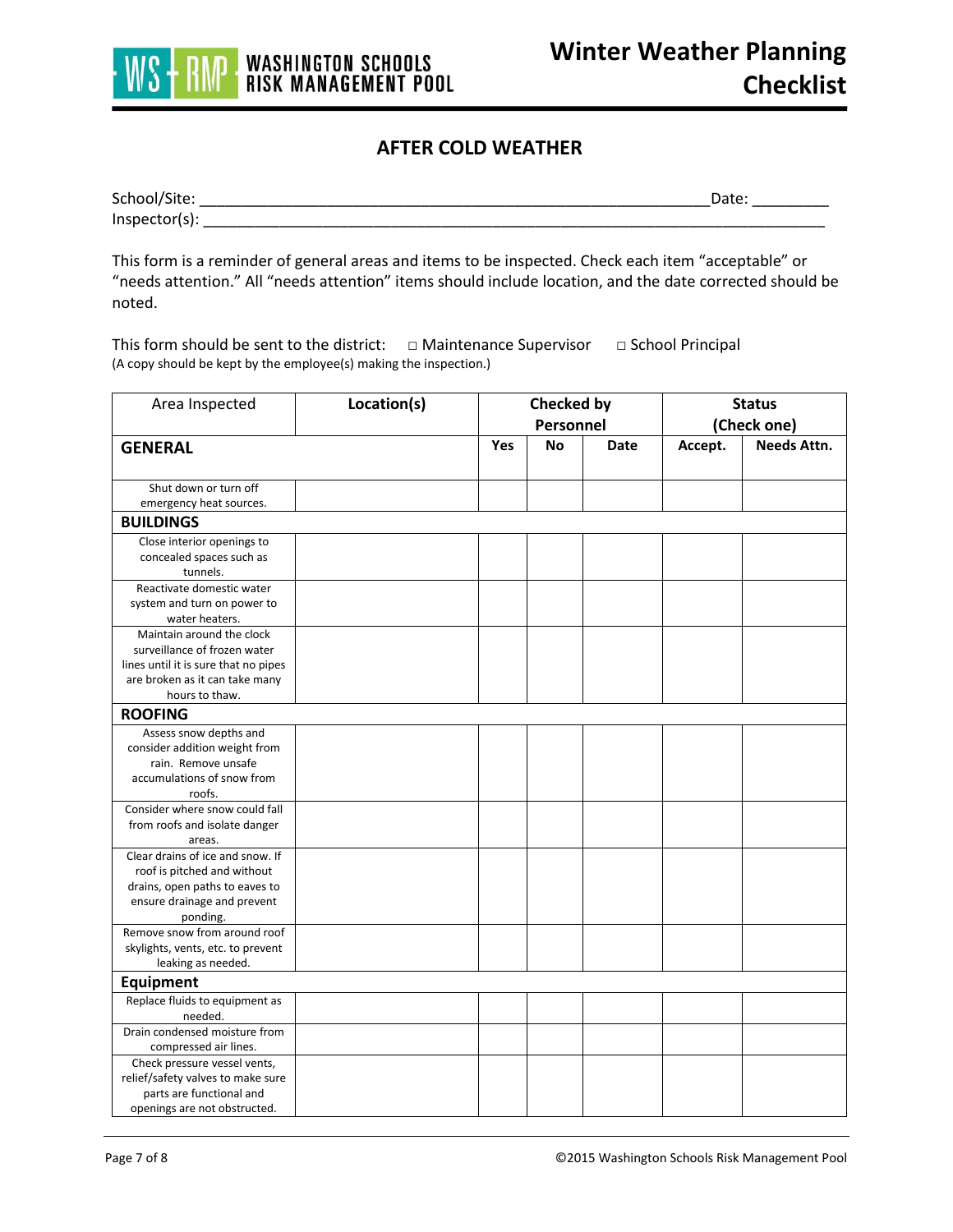WASHINGTON SCHOOLS RISK MANAGEMENT POOL

# Winter Weather Planning Checklist

## AFTER COLD WEATHER

School/Site: ____________________________________________________________ Date: _________
Inspector(s): ___________________________________________________________________________

This form is a reminder of general areas and items to be inspected. Check each item "acceptable" or "needs attention." All "needs attention" items should include location, and the date corrected should be noted.

This form should be sent to the district: □ Maintenance Supervisor □ School Principal
(A copy should be kept by the employee(s) making the inspection.)

| Area Inspected | Location(s) | Checked by Personnel | | | Status (Check one) | |
|---|---|---|---|---|---|---|
| **GENERAL** | | **Yes** | **No** | **Date** | **Accept.** | **Needs Attn.** |
| Shut down or turn off emergency heat sources. | | | | | | |
| **BUILDINGS** | | | | | | |
| Close interior openings to concealed spaces such as tunnels. | | | | | | |
| Reactivate domestic water system and turn on power to water heaters. | | | | | | |
| Maintain around the clock surveillance of frozen water lines until it is sure that no pipes are broken as it can take many hours to thaw. | | | | | | |
| **ROOFING** | | | | | | |
| Assess snow depths and consider addition weight from rain. Remove unsafe accumulations of snow from roofs. | | | | | | |
| Consider where snow could fall from roofs and isolate danger areas. | | | | | | |
| Clear drains of ice and snow. If roof is pitched and without drains, open paths to eaves to ensure drainage and prevent ponding. | | | | | | |
| Remove snow from around roof skylights, vents, etc. to prevent leaking as needed. | | | | | | |
| **Equipment** | | | | | | |
| Replace fluids to equipment as needed. | | | | | | |
| Drain condensed moisture from compressed air lines. | | | | | | |
| Check pressure vessel vents, relief/safety valves to make sure parts are functional and openings are not obstructed. | | | | | | |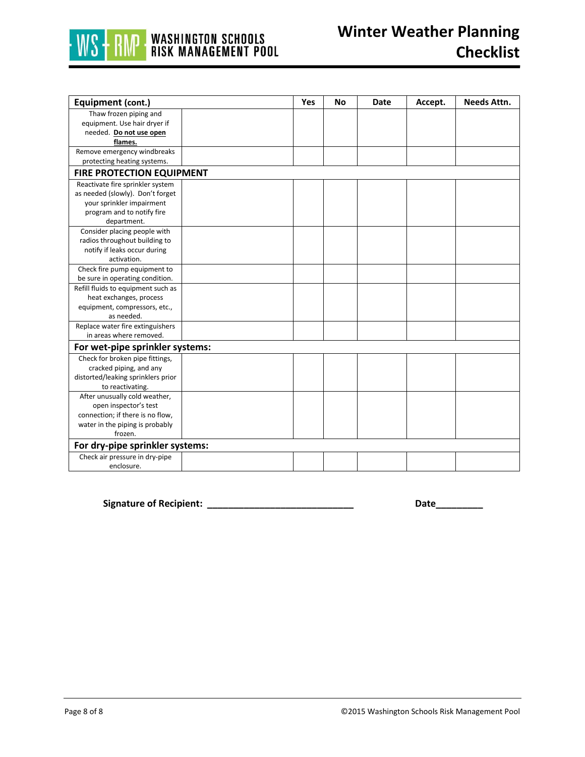# Winter Weather Planning Checklist

| Equipment (cont.) | | Yes | No | Date | Accept. | Needs Attn. |
|---|---|---|---|---|---|---|
| Thaw frozen piping and equipment. Use hair dryer if needed. **Do not use open flames.** | | | | | | |
| Remove emergency windbreaks protecting heating systems. | | | | | | |
| **FIRE PROTECTION EQUIPMENT** | | | | | | |
| Reactivate fire sprinkler system as needed (slowly). Don't forget your sprinkler impairment program and to notify fire department. | | | | | | |
| Consider placing people with radios throughout building to notify if leaks occur during activation. | | | | | | |
| Check fire pump equipment to be sure in operating condition. | | | | | | |
| Refill fluids to equipment such as heat exchanges, process equipment, compressors, etc., as needed. | | | | | | |
| Replace water fire extinguishers in areas where removed. | | | | | | |
| **For wet-pipe sprinkler systems:** | | | | | | |
| Check for broken pipe fittings, cracked piping, and any distorted/leaking sprinklers prior to reactivating. | | | | | | |
| After unusually cold weather, open inspector's test connection; if there is no flow, water in the piping is probably frozen. | | | | | | |
| **For dry-pipe sprinkler systems:** | | | | | | |
| Check air pressure in dry-pipe enclosure. | | | | | | |

**Signature of Recipient: ___________________________** **Date_________**

©2015 Washington Schools Risk Management Pool